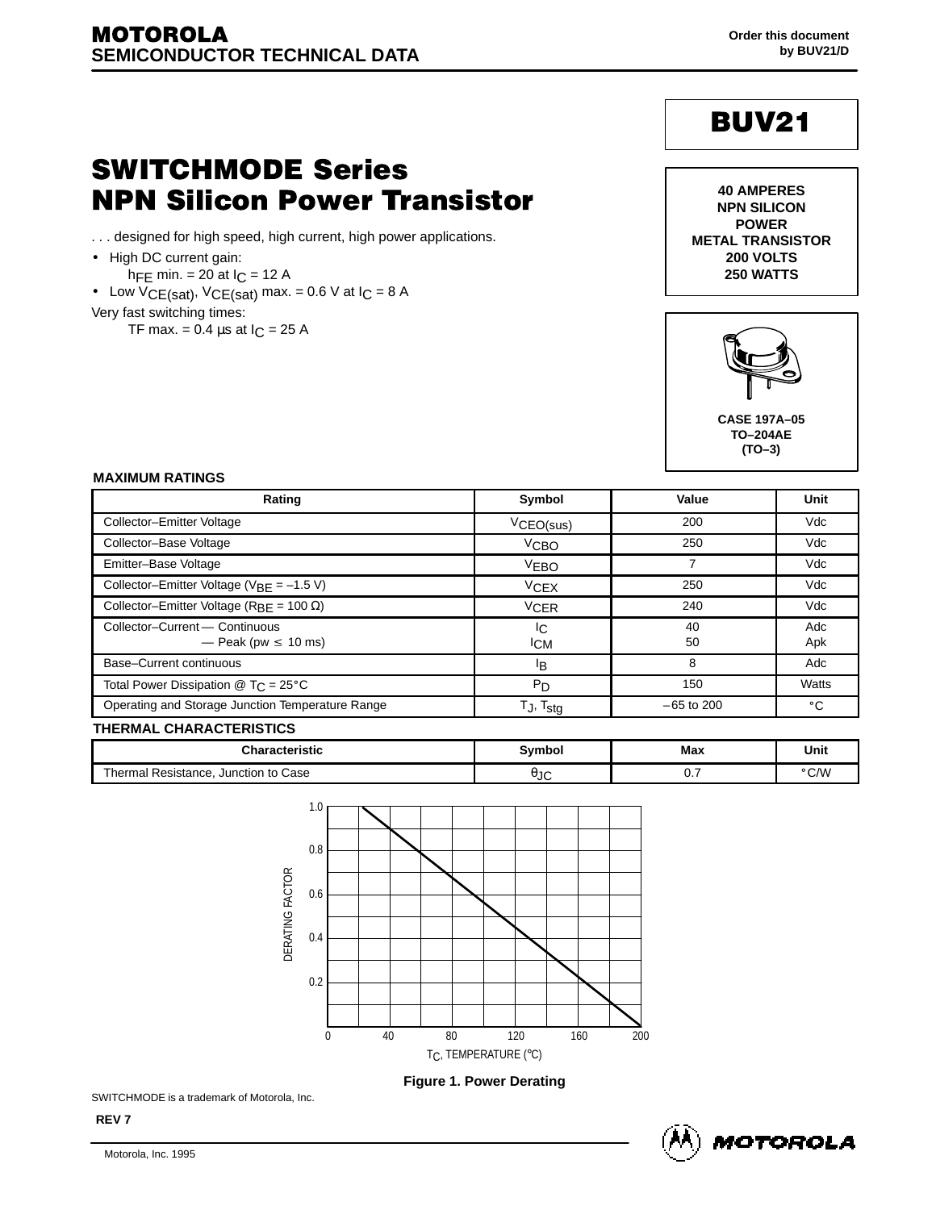**MOTOROLA**
**SEMICONDUCTOR TECHNICAL DATA**

Order this document by BUV21/D

# BUV21

# SWITCHMODE Series NPN Silicon Power Transistor

. . . designed for high speed, high current, high power applications.

- High DC current gain:
  $h_{FE}$ min. = 20 at $I_C$ = 12 A
- Low $V_{CE(sat)}$, $V_{CE(sat)}$ max. = 0.6 V at $I_C$ = 8 A

Very fast switching times:
  TF max. = 0.4 µs at $I_C$ = 25 A

**40 AMPERES**
**NPN SILICON**
**POWER**
**METAL TRANSISTOR**
**200 VOLTS**
**250 WATTS**

**CASE 197A–05**
**TO–204AE**
**(TO–3)**

## MAXIMUM RATINGS

| Rating | Symbol | Value | Unit |
|---|---|---|---|
| Collector–Emitter Voltage | $V_{CEO(sus)}$ | 200 | Vdc |
| Collector–Base Voltage | $V_{CBO}$ | 250 | Vdc |
| Emitter–Base Voltage | $V_{EBO}$ | 7 | Vdc |
| Collector–Emitter Voltage ($V_{BE}$ = –1.5 V) | $V_{CEX}$ | 250 | Vdc |
| Collector–Emitter Voltage ($R_{BE}$ = 100 Ω) | $V_{CER}$ | 240 | Vdc |
| Collector–Current — Continuous<br>— Peak (pw ≤ 10 ms) | $I_C$<br>$I_{CM}$ | 40<br>50 | Adc<br>Apk |
| Base–Current continuous | $I_B$ | 8 | Adc |
| Total Power Dissipation @ $T_C$ = 25°C | $P_D$ | 150 | Watts |
| Operating and Storage Junction Temperature Range | $T_J$, $T_{stg}$ | –65 to 200 | °C |

## THERMAL CHARACTERISTICS

| Characteristic | Symbol | Max | Unit |
|---|---|---|---|
| Thermal Resistance, Junction to Case | $\theta_{JC}$ | 0.7 | °C/W |

**Figure 1. Power Derating**

SWITCHMODE is a trademark of Motorola, Inc.

REV 7

Motorola, Inc. 1995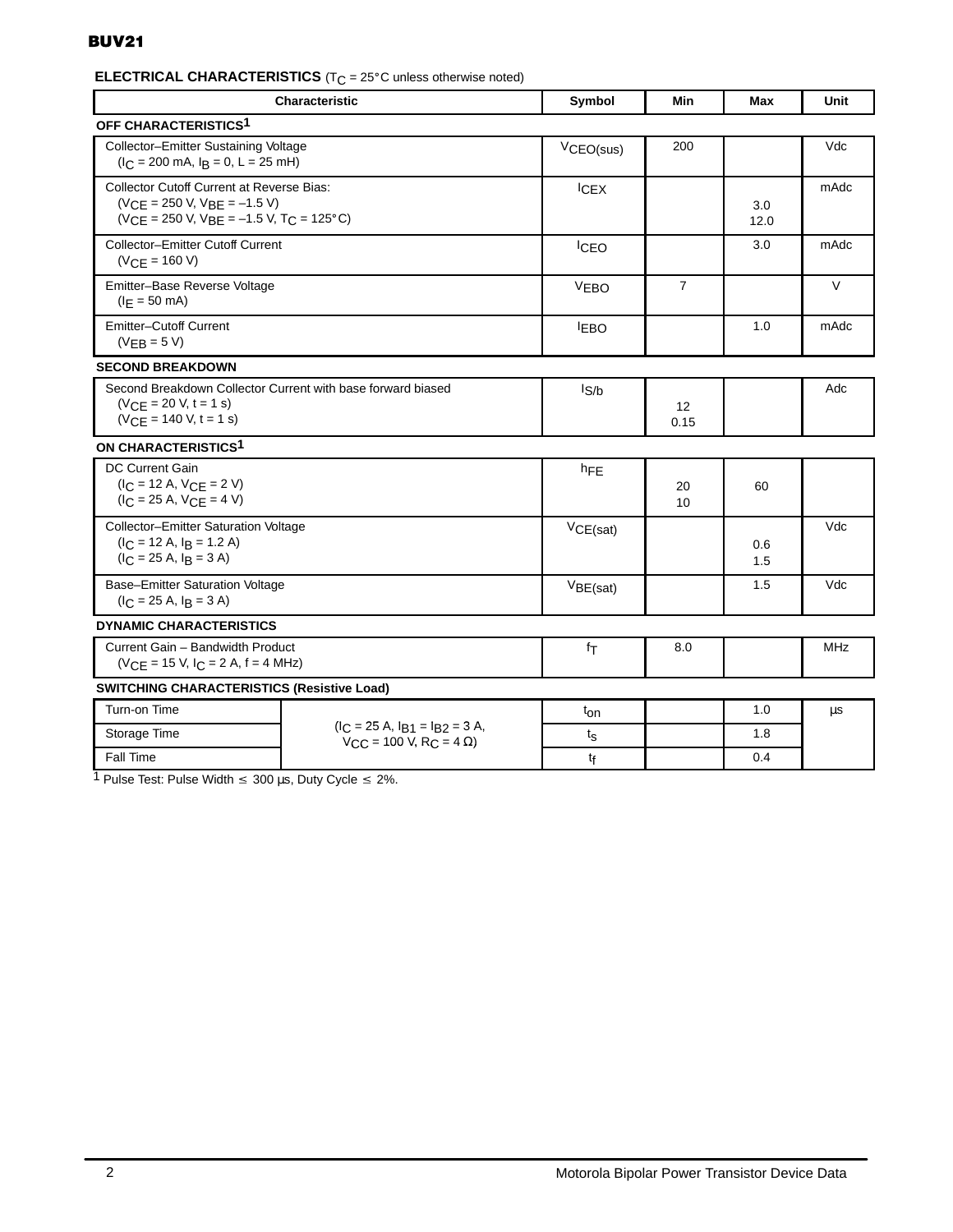## ELECTRICAL CHARACTERISTICS ($T_C$ = 25°C unless otherwise noted)

| Characteristic | Symbol | Min | Max | Unit |
|---|---|---|---|---|
| **OFF CHARACTERISTICS**[1] | | | | |
| Collector–Emitter Sustaining Voltage ($I_C$ = 200 mA, $I_B$ = 0, L = 25 mH) | $V_{CEO(sus)}$ | 200 | | Vdc |
| Collector Cutoff Current at Reverse Bias: ($V_{CE}$ = 250 V, $V_{BE}$ = –1.5 V) ($V_{CE}$ = 250 V, $V_{BE}$ = –1.5 V, $T_C$ = 125°C) | $I_{CEX}$ | | 3.0 12.0 | mAdc |
| Collector–Emitter Cutoff Current ($V_{CE}$ = 160 V) | $I_{CEO}$ | | 3.0 | mAdc |
| Emitter–Base Reverse Voltage ($I_E$ = 50 mA) | $V_{EBO}$ | 7 | | V |
| Emitter–Cutoff Current ($V_{EB}$ = 5 V) | $I_{EBO}$ | | 1.0 | mAdc |
| **SECOND BREAKDOWN** | | | | |
| Second Breakdown Collector Current with base forward biased ($V_{CE}$ = 20 V, t = 1 s) ($V_{CE}$ = 140 V, t = 1 s) | $I_{S/b}$ | 12 0.15 | | Adc |
| **ON CHARACTERISTICS**[1] | | | | |
| DC Current Gain ($I_C$ = 12 A, $V_{CE}$ = 2 V) ($I_C$ = 25 A, $V_{CE}$ = 4 V) | $h_{FE}$ | 20 10 | 60 | |
| Collector–Emitter Saturation Voltage ($I_C$ = 12 A, $I_B$ = 1.2 A) ($I_C$ = 25 A, $I_B$ = 3 A) | $V_{CE(sat)}$ | | 0.6 1.5 | Vdc |
| Base–Emitter Saturation Voltage ($I_C$ = 25 A, $I_B$ = 3 A) | $V_{BE(sat)}$ | | 1.5 | Vdc |
| **DYNAMIC CHARACTERISTICS** | | | | |
| Current Gain – Bandwidth Product ($V_{CE}$ = 15 V, $I_C$ = 2 A, f = 4 MHz) | $f_T$ | 8.0 | | MHz |
| **SWITCHING CHARACTERISTICS (Resistive Load)** | | | | |
| Turn-on Time ($I_C$ = 25 A, $I_{B1}$ = $I_{B2}$ = 3 A, $V_{CC}$ = 100 V, $R_C$ = 4 Ω) | $t_{on}$ | | 1.0 | µs |
| Storage Time ($I_C$ = 25 A, $I_{B1}$ = $I_{B2}$ = 3 A, $V_{CC}$ = 100 V, $R_C$ = 4 Ω) | $t_s$ | | 1.8 | µs |
| Fall Time ($I_C$ = 25 A, $I_{B1}$ = $I_{B2}$ = 3 A, $V_{CC}$ = 100 V, $R_C$ = 4 Ω) | $t_f$ | | 0.4 | µs |

[1] Pulse Test: Pulse Width ≤ 300 µs, Duty Cycle ≤ 2%.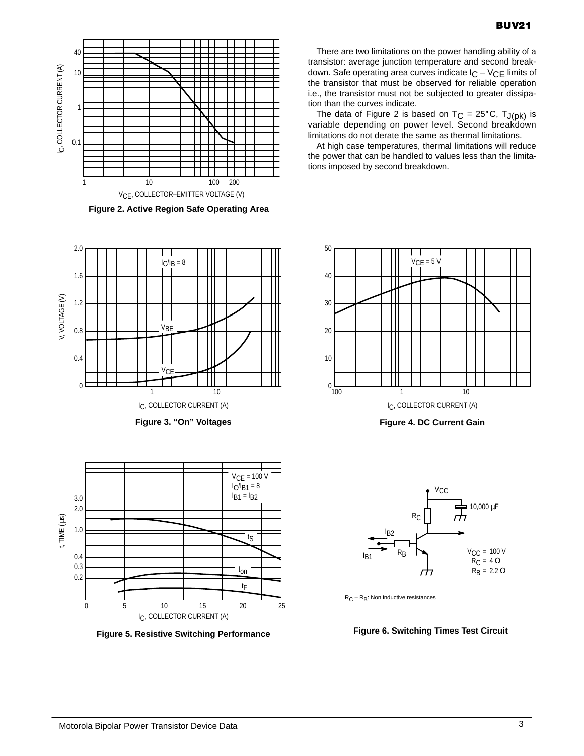There are two limitations on the power handling ability of a transistor: average junction temperature and second breakdown. Safe operating area curves indicate $I_C$ – $V_{CE}$ limits of the transistor that must be observed for reliable operation i.e., the transistor must not be subjected to greater dissipation than the curves indicate.

The data of Figure 2 is based on $T_C$ = 25°C, $T_{J(pk)}$ is variable depending on power level. Second breakdown limitations do not derate the same as thermal limitations.

At high case temperatures, thermal limitations will reduce the power that can be handled to values less than the limitations imposed by second breakdown.

**Figure 2. Active Region Safe Operating Area**

**Figure 3. "On" Voltages**

**Figure 4. DC Current Gain**

**Figure 5. Resistive Switching Performance**

$R_C$ – $R_B$: Non inductive resistances

**Figure 6. Switching Times Test Circuit**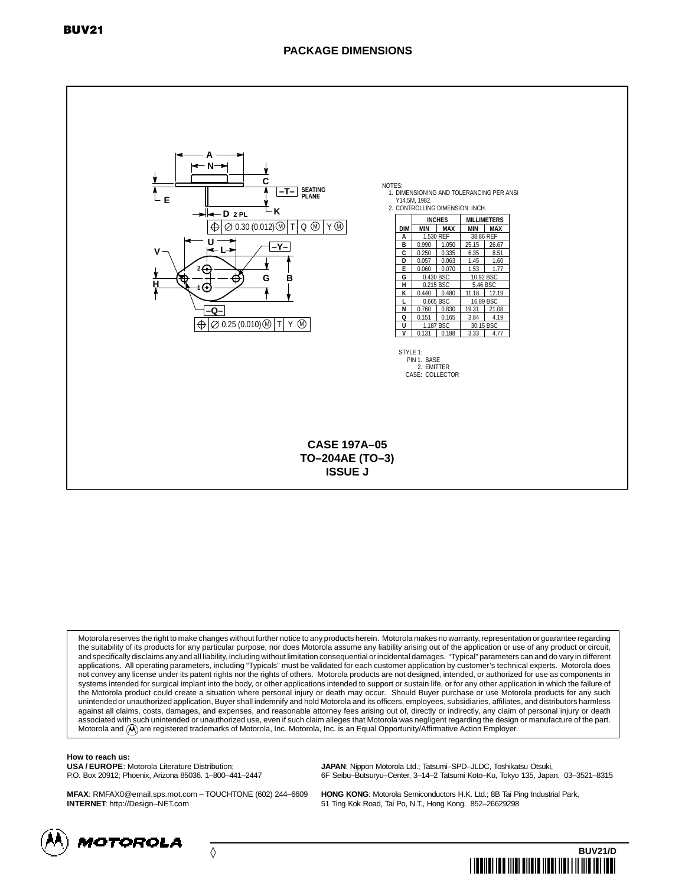## PACKAGE DIMENSIONS

A
N
C
E
–T– SEATING PLANE
K
D 2 PL
0.30 (0.012) M T Q M Y M
U
L
V
–Y–
2
H
G
B
1
–Q–
0.25 (0.010) M T Y M

NOTES:
1. DIMENSIONING AND TOLERANCING PER ANSI Y14.5M, 1982.
2. CONTROLLING DIMENSION: INCH.

| DIM | INCHES | | MILLIMETERS | |
|---|---|---|---|---|
| | MIN | MAX | MIN | MAX |
| A | 1.530 REF | | 38.86 REF | |
| B | 0.990 | 1.050 | 25.15 | 26.67 |
| C | 0.250 | 0.335 | 6.35 | 8.51 |
| D | 0.057 | 0.063 | 1.45 | 1.60 |
| E | 0.060 | 0.070 | 1.53 | 1.77 |
| G | 0.430 BSC | | 10.92 BSC | |
| H | 0.215 BSC | | 5.46 BSC | |
| K | 0.440 | 0.480 | 11.18 | 12.19 |
| L | 0.665 BSC | | 16.89 BSC | |
| N | 0.760 | 0.830 | 19.31 | 21.08 |
| Q | 0.151 | 0.165 | 3.84 | 4.19 |
| U | 1.187 BSC | | 30.15 BSC | |
| V | 0.131 | 0.188 | 3.33 | 4.77 |

STYLE 1:
PIN 1. BASE
2. EMITTER
CASE: COLLECTOR

**CASE 197A–05**
**TO–204AE (TO–3)**
**ISSUE J**

Motorola reserves the right to make changes without further notice to any products herein. Motorola makes no warranty, representation or guarantee regarding the suitability of its products for any particular purpose, nor does Motorola assume any liability arising out of the application or use of any product or circuit, and specifically disclaims any and all liability, including without limitation consequential or incidental damages. "Typical" parameters can and do vary in different applications. All operating parameters, including "Typicals" must be validated for each customer application by customer's technical experts. Motorola does not convey any license under its patent rights nor the rights of others. Motorola products are not designed, intended, or authorized for use as components in systems intended for surgical implant into the body, or other applications intended to support or sustain life, or for any other application in which the failure of the Motorola product could create a situation where personal injury or death may occur. Should Buyer purchase or use Motorola products for any such unintended or unauthorized application, Buyer shall indemnify and hold Motorola and its officers, employees, subsidiaries, affiliates, and distributors harmless against all claims, costs, damages, and expenses, and reasonable attorney fees arising out of, directly or indirectly, any claim of personal injury or death associated with such unintended or unauthorized use, even if such claim alleges that Motorola was negligent regarding the design or manufacture of the part. Motorola and Ⓜ are registered trademarks of Motorola, Inc. Motorola, Inc. is an Equal Opportunity/Affirmative Action Employer.

**How to reach us:**
**USA / EUROPE**: Motorola Literature Distribution;
P.O. Box 20912; Phoenix, Arizona 85036. 1–800–441–2447

**MFAX**: RMFAX0@email.sps.mot.com – TOUCHTONE (602) 244–6609
**INTERNET**: http://Design–NET.com

**JAPAN**: Nippon Motorola Ltd.; Tatsumi–SPD–JLDC, Toshikatsu Otsuki,
6F Seibu–Butsuryu–Center, 3–14–2 Tatsumi Koto–Ku, Tokyo 135, Japan. 03–3521–8315

**HONG KONG**: Motorola Semiconductors H.K. Ltd.; 8B Tai Ping Industrial Park,
51 Ting Kok Road, Tai Po, N.T., Hong Kong. 852–26629298

**MOTOROLA**

**BUV21/D**